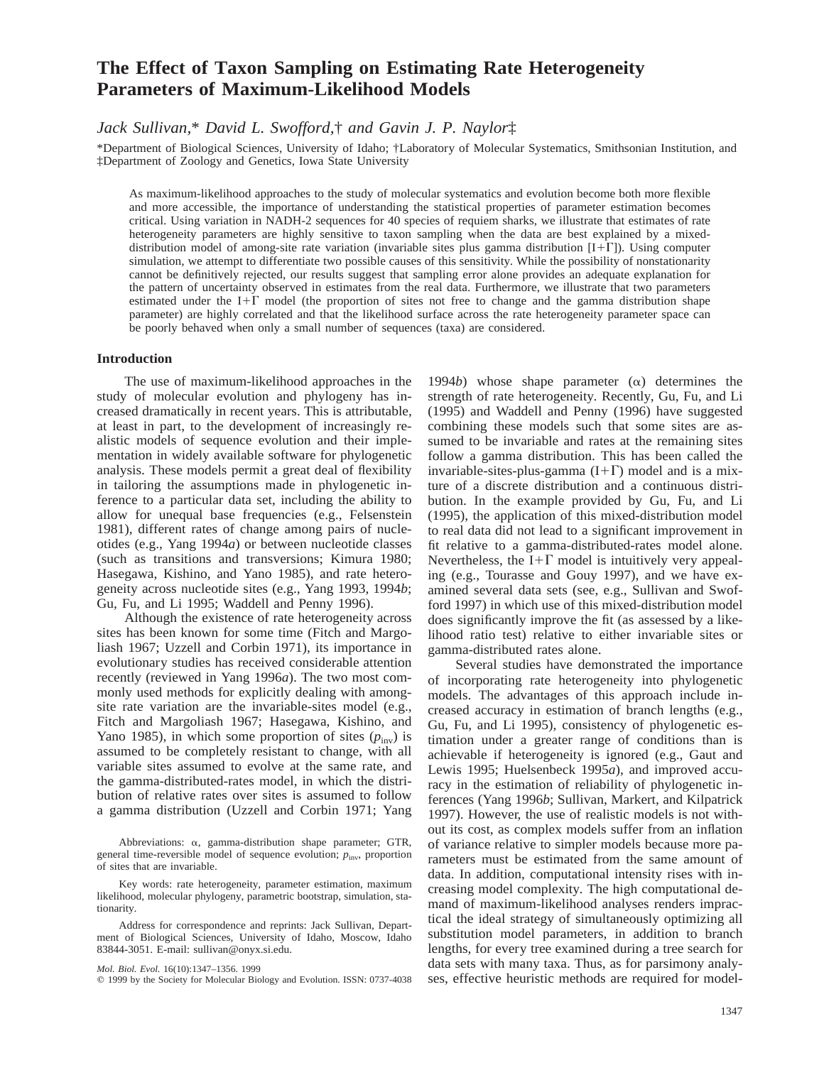# The Effect of Taxon Sampling on Estimating Rate Heterogeneity Parameters of Maximum-Likelihood Models

*Jack Sullivan,\* David L. Swofford,† and Gavin J. P. Naylor‡*

\*Department of Biological Sciences, University of Idaho; †Laboratory of Molecular Systematics, Smithsonian Institution, and ‡Department of Zoology and Genetics, Iowa State University

As maximum-likelihood approaches to the study of molecular systematics and evolution become both more flexible and more accessible, the importance of understanding the statistical properties of parameter estimation becomes critical. Using variation in NADH-2 sequences for 40 species of requiem sharks, we illustrate that estimates of rate heterogeneity parameters are highly sensitive to taxon sampling when the data are best explained by a mixed-distribution model of among-site rate variation (invariable sites plus gamma distribution [I+Γ]). Using computer simulation, we attempt to differentiate two possible causes of this sensitivity. While the possibility of nonstationarity cannot be definitively rejected, our results suggest that sampling error alone provides an adequate explanation for the pattern of uncertainty observed in estimates from the real data. Furthermore, we illustrate that two parameters estimated under the I+Γ model (the proportion of sites not free to change and the gamma distribution shape parameter) are highly correlated and that the likelihood surface across the rate heterogeneity parameter space can be poorly behaved when only a small number of sequences (taxa) are considered.

## Introduction

The use of maximum-likelihood approaches in the study of molecular evolution and phylogeny has increased dramatically in recent years. This is attributable, at least in part, to the development of increasingly realistic models of sequence evolution and their implementation in widely available software for phylogenetic analysis. These models permit a great deal of flexibility in tailoring the assumptions made in phylogenetic inference to a particular data set, including the ability to allow for unequal base frequencies (e.g., Felsenstein 1981), different rates of change among pairs of nucleotides (e.g., Yang 1994*a*) or between nucleotide classes (such as transitions and transversions; Kimura 1980; Hasegawa, Kishino, and Yano 1985), and rate heterogeneity across nucleotide sites (e.g., Yang 1993, 1994*b*; Gu, Fu, and Li 1995; Waddell and Penny 1996).

Although the existence of rate heterogeneity across sites has been known for some time (Fitch and Margoliash 1967; Uzzell and Corbin 1971), its importance in evolutionary studies has received considerable attention recently (reviewed in Yang 1996*a*). The two most commonly used methods for explicitly dealing with among-site rate variation are the invariable-sites model (e.g., Fitch and Margoliash 1967; Hasegawa, Kishino, and Yano 1985), in which some proportion of sites ($p_{inv}$) is assumed to be completely resistant to change, with all variable sites assumed to evolve at the same rate, and the gamma-distributed-rates model, in which the distribution of relative rates over sites is assumed to follow a gamma distribution (Uzzell and Corbin 1971; Yang 1994*b*) whose shape parameter ($\alpha$) determines the strength of rate heterogeneity. Recently, Gu, Fu, and Li (1995) and Waddell and Penny (1996) have suggested combining these models such that some sites are assumed to be invariable and rates at the remaining sites follow a gamma distribution. This has been called the invariable-sites-plus-gamma (I+Γ) model and is a mixture of a discrete distribution and a continuous distribution. In the example provided by Gu, Fu, and Li (1995), the application of this mixed-distribution model to real data did not lead to a significant improvement in fit relative to a gamma-distributed-rates model alone. Nevertheless, the I+Γ model is intuitively very appealing (e.g., Tourasse and Gouy 1997), and we have examined several data sets (see, e.g., Sullivan and Swofford 1997) in which use of this mixed-distribution model does significantly improve the fit (as assessed by a likelihood ratio test) relative to either invariable sites or gamma-distributed rates alone.

Several studies have demonstrated the importance of incorporating rate heterogeneity into phylogenetic models. The advantages of this approach include increased accuracy in estimation of branch lengths (e.g., Gu, Fu, and Li 1995), consistency of phylogenetic estimation under a greater range of conditions than is achievable if heterogeneity is ignored (e.g., Gaut and Lewis 1995; Huelsenbeck 1995*a*), and improved accuracy in the estimation of reliability of phylogenetic inferences (Yang 1996*b*; Sullivan, Markert, and Kilpatrick 1997). However, the use of realistic models is not without its cost, as complex models suffer from an inflation of variance relative to simpler models because more parameters must be estimated from the same amount of data. In addition, computational intensity rises with increasing model complexity. The high computational demand of maximum-likelihood analyses renders impractical the ideal strategy of simultaneously optimizing all substitution model parameters, in addition to branch lengths, for every tree examined during a tree search for data sets with many taxa. Thus, as for parsimony analyses, effective heuristic methods are required for model-

Abbreviations: $\alpha$, gamma-distribution shape parameter; GTR, general time-reversible model of sequence evolution; $p_{inv}$, proportion of sites that are invariable.

Key words: rate heterogeneity, parameter estimation, maximum likelihood, molecular phylogeny, parametric bootstrap, simulation, stationarity.

Address for correspondence and reprints: Jack Sullivan, Department of Biological Sciences, University of Idaho, Moscow, Idaho 83844-3051. E-mail: sullivan@onyx.si.edu.

*Mol. Biol. Evol.* 16(10):1347–1356. 1999

© 1999 by the Society for Molecular Biology and Evolution. ISSN: 0737-4038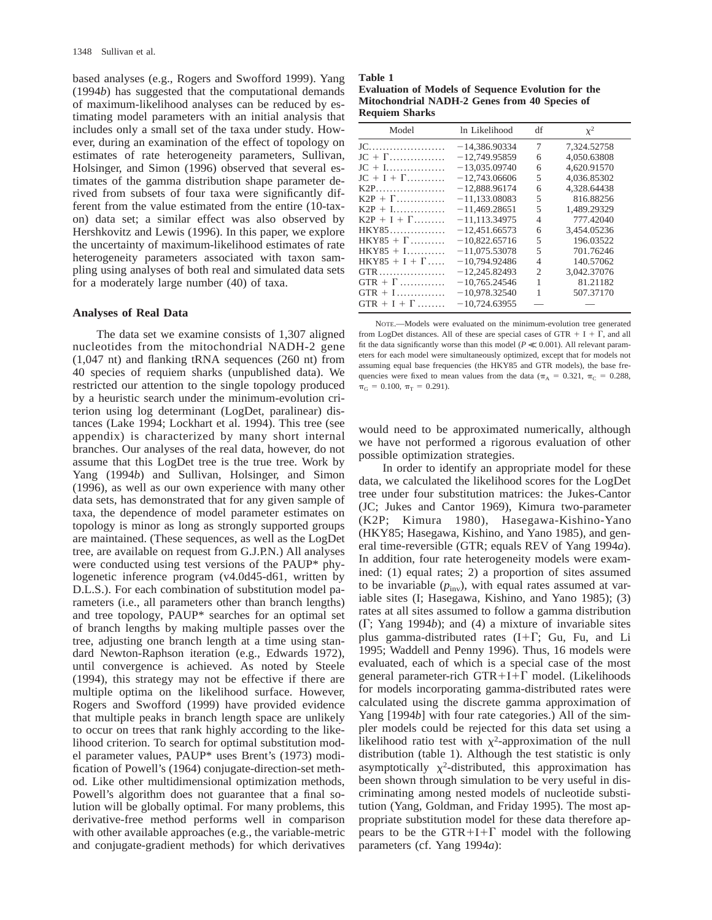based analyses (e.g., Rogers and Swofford 1999). Yang (1994*b*) has suggested that the computational demands of maximum-likelihood analyses can be reduced by estimating model parameters with an initial analysis that includes only a small set of the taxa under study. However, during an examination of the effect of topology on estimates of rate heterogeneity parameters, Sullivan, Holsinger, and Simon (1996) observed that several estimates of the gamma distribution shape parameter derived from subsets of four taxa were significantly different from the value estimated from the entire (10-taxon) data set; a similar effect was also observed by Hershkovitz and Lewis (1996). In this paper, we explore the uncertainty of maximum-likelihood estimates of rate heterogeneity parameters associated with taxon sampling using analyses of both real and simulated data sets for a moderately large number (40) of taxa.

## Analyses of Real Data

The data set we examine consists of 1,307 aligned nucleotides from the mitochondrial NADH-2 gene (1,047 nt) and flanking tRNA sequences (260 nt) from 40 species of requiem sharks (unpublished data). We restricted our attention to the single topology produced by a heuristic search under the minimum-evolution criterion using log determinant (LogDet, paralinear) distances (Lake 1994; Lockhart et al. 1994). This tree (see appendix) is characterized by many short internal branches. Our analyses of the real data, however, do not assume that this LogDet tree is the true tree. Work by Yang (1994*b*) and Sullivan, Holsinger, and Simon (1996), as well as our own experience with many other data sets, has demonstrated that for any given sample of taxa, the dependence of model parameter estimates on topology is minor as long as strongly supported groups are maintained. (These sequences, as well as the LogDet tree, are available on request from G.J.P.N.) All analyses were conducted using test versions of the PAUP* phylogenetic inference program (v4.0d45-d61, written by D.L.S.). For each combination of substitution model parameters (i.e., all parameters other than branch lengths) and tree topology, PAUP* searches for an optimal set of branch lengths by making multiple passes over the tree, adjusting one branch length at a time using standard Newton-Raphson iteration (e.g., Edwards 1972), until convergence is achieved. As noted by Steele (1994), this strategy may not be effective if there are multiple optima on the likelihood surface. However, Rogers and Swofford (1999) have provided evidence that multiple peaks in branch length space are unlikely to occur on trees that rank highly according to the likelihood criterion. To search for optimal substitution model parameter values, PAUP* uses Brent's (1973) modification of Powell's (1964) conjugate-direction-set method. Like other multidimensional optimization methods, Powell's algorithm does not guarantee that a final solution will be globally optimal. For many problems, this derivative-free method performs well in comparison with other available approaches (e.g., the variable-metric and conjugate-gradient methods) for which derivatives would need to be approximated numerically, although we have not performed a rigorous evaluation of other possible optimization strategies.

**Table 1**
**Evaluation of Models of Sequence Evolution for the Mitochondrial NADH-2 Genes from 40 Species of Requiem Sharks**

| Model | ln Likelihood | df | $\chi^2$ |
|---|---|---|---|
| JC | −14,386.90334 | 7 | 7,324.52758 |
| JC + Γ | −12,749.95859 | 6 | 4,050.63808 |
| JC + I | −13,035.09740 | 6 | 4,620.91570 |
| JC + I + Γ | −12,743.06606 | 5 | 4,036.85302 |
| K2P | −12,888.96174 | 6 | 4,328.64438 |
| K2P + Γ | −11,133.08083 | 5 | 816.88256 |
| K2P + I | −11,469.28651 | 5 | 1,489.29329 |
| K2P + I + Γ | −11,113.34975 | 4 | 777.42040 |
| HKY85 | −12,451.66573 | 6 | 3,454.05236 |
| HKY85 + Γ | −10,822.65716 | 5 | 196.03522 |
| HKY85 + I | −11,075.53078 | 5 | 701.76246 |
| HKY85 + I + Γ | −10,794.92486 | 4 | 140.57062 |
| GTR | −12,245.82493 | 2 | 3,042.37076 |
| GTR + Γ | −10,765.24546 | 1 | 81.21182 |
| GTR + I | −10,978.32540 | 1 | 507.37170 |
| GTR + I + Γ | −10,724.63955 | — | — |

NOTE.—Models were evaluated on the minimum-evolution tree generated from LogDet distances. All of these are special cases of GTR + I + Γ, and all fit the data significantly worse than this model ($P \ll 0.001$). All relevant parameters for each model were simultaneously optimized, except that for models not assuming equal base frequencies (the HKY85 and GTR models), the base frequencies were fixed to mean values from the data ($\pi_A = 0.321$, $\pi_C = 0.288$, $\pi_G = 0.100$, $\pi_T = 0.291$).

In order to identify an appropriate model for these data, we calculated the likelihood scores for the LogDet tree under four substitution matrices: the Jukes-Cantor (JC; Jukes and Cantor 1969), Kimura two-parameter (K2P; Kimura 1980), Hasegawa-Kishino-Yano (HKY85; Hasegawa, Kishino, and Yano 1985), and general time-reversible (GTR; equals REV of Yang 1994*a*). In addition, four rate heterogeneity models were examined: (1) equal rates; 2) a proportion of sites assumed to be invariable ($p_{inv}$), with equal rates assumed at variable sites (I; Hasegawa, Kishino, and Yano 1985); (3) rates at all sites assumed to follow a gamma distribution (Γ; Yang 1994*b*); and (4) a mixture of invariable sites plus gamma-distributed rates (I+Γ; Gu, Fu, and Li 1995; Waddell and Penny 1996). Thus, 16 models were evaluated, each of which is a special case of the most general parameter-rich GTR+I+Γ model. (Likelihoods for models incorporating gamma-distributed rates were calculated using the discrete gamma approximation of Yang [1994*b*] with four rate categories.) All of the simpler models could be rejected for this data set using a likelihood ratio test with $\chi^2$-approximation of the null distribution (table 1). Although the test statistic is only asymptotically $\chi^2$-distributed, this approximation has been shown through simulation to be very useful in discriminating among nested models of nucleotide substitution (Yang, Goldman, and Friday 1995). The most appropriate substitution model for these data therefore appears to be the GTR+I+Γ model with the following parameters (cf. Yang 1994*a*):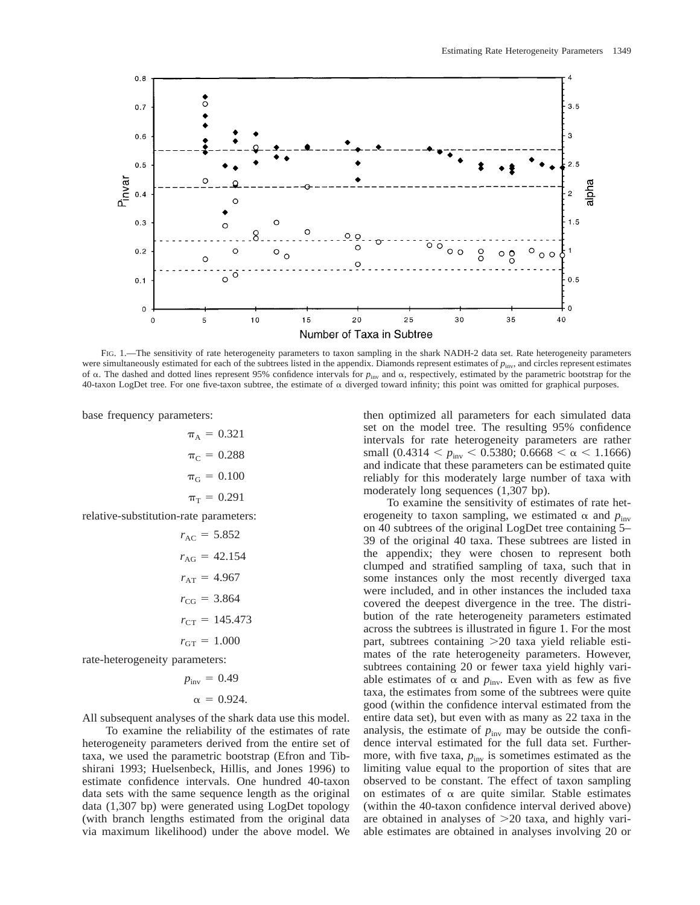FIG. 1.—The sensitivity of rate heterogeneity parameters to taxon sampling in the shark NADH-2 data set. Rate heterogeneity parameters were simultaneously estimated for each of the subtrees listed in the appendix. Diamonds represent estimates of $p_{inv}$, and circles represent estimates of $\alpha$. The dashed and dotted lines represent 95% confidence intervals for $p_{inv}$ and $\alpha$, respectively, estimated by the parametric bootstrap for the 40-taxon LogDet tree. For one five-taxon subtree, the estimate of $\alpha$ diverged toward infinity; this point was omitted for graphical purposes.

base frequency parameters:

$$\pi_A = 0.321$$

$$\pi_C = 0.288$$

$$\pi_G = 0.100$$

$$\pi_T = 0.291$$

relative-substitution-rate parameters:

$$r_{AC} = 5.852$$

$$r_{AG} = 42.154$$

$$r_{AT} = 4.967$$

$$r_{CG} = 3.864$$

$$r_{CT} = 145.473$$

$$r_{GT} = 1.000$$

rate-heterogeneity parameters:

$$p_{inv} = 0.49$$

$$\alpha = 0.924.$$

All subsequent analyses of the shark data use this model.

To examine the reliability of the estimates of rate heterogeneity parameters derived from the entire set of taxa, we used the parametric bootstrap (Efron and Tibshirani 1993; Huelsenbeck, Hillis, and Jones 1996) to estimate confidence intervals. One hundred 40-taxon data sets with the same sequence length as the original data (1,307 bp) were generated using LogDet topology (with branch lengths estimated from the original data via maximum likelihood) under the above model. We then optimized all parameters for each simulated data set on the model tree. The resulting 95% confidence intervals for rate heterogeneity parameters are rather small ($0.4314 < p_{inv} < 0.5380$; $0.6668 < \alpha < 1.1666$) and indicate that these parameters can be estimated quite reliably for this moderately large number of taxa with moderately long sequences (1,307 bp).

To examine the sensitivity of estimates of rate heterogeneity to taxon sampling, we estimated $\alpha$ and $p_{inv}$ on 40 subtrees of the original LogDet tree containing 5–39 of the original 40 taxa. These subtrees are listed in the appendix; they were chosen to represent both clumped and stratified sampling of taxa, such that in some instances only the most recently diverged taxa were included, and in other instances the included taxa covered the deepest divergence in the tree. The distribution of the rate heterogeneity parameters estimated across the subtrees is illustrated in figure 1. For the most part, subtrees containing >20 taxa yield reliable estimates of the rate heterogeneity parameters. However, subtrees containing 20 or fewer taxa yield highly variable estimates of $\alpha$ and $p_{inv}$. Even with as few as five taxa, the estimates from some of the subtrees were quite good (within the confidence interval estimated from the entire data set), but even with as many as 22 taxa in the analysis, the estimate of $p_{inv}$ may be outside the confidence interval estimated for the full data set. Furthermore, with five taxa, $p_{inv}$ is sometimes estimated as the limiting value equal to the proportion of sites that are observed to be constant. The effect of taxon sampling on estimates of $\alpha$ are quite similar. Stable estimates (within the 40-taxon confidence interval derived above) are obtained in analyses of >20 taxa, and highly variable estimates are obtained in analyses involving 20 or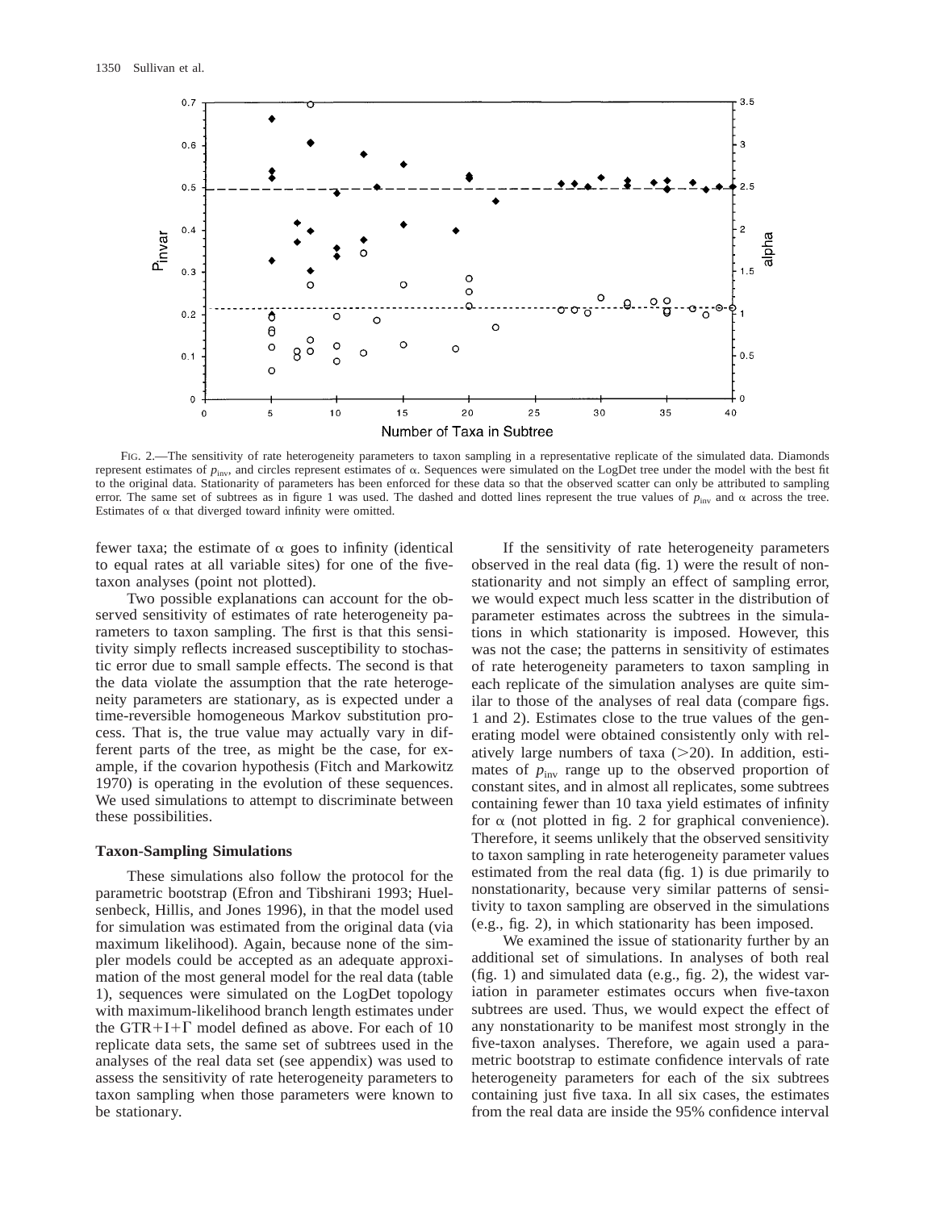FIG. 2.—The sensitivity of rate heterogeneity parameters to taxon sampling in a representative replicate of the simulated data. Diamonds represent estimates of $p_{inv}$, and circles represent estimates of α. Sequences were simulated on the LogDet tree under the model with the best fit to the original data. Stationarity of parameters has been enforced for these data so that the observed scatter can only be attributed to sampling error. The same set of subtrees as in figure 1 was used. The dashed and dotted lines represent the true values of $p_{inv}$ and α across the tree. Estimates of α that diverged toward infinity were omitted.

fewer taxa; the estimate of α goes to infinity (identical to equal rates at all variable sites) for one of the five-taxon analyses (point not plotted).

Two possible explanations can account for the observed sensitivity of estimates of rate heterogeneity parameters to taxon sampling. The first is that this sensitivity simply reflects increased susceptibility to stochastic error due to small sample effects. The second is that the data violate the assumption that the rate heterogeneity parameters are stationary, as is expected under a time-reversible homogeneous Markov substitution process. That is, the true value may actually vary in different parts of the tree, as might be the case, for example, if the covarion hypothesis (Fitch and Markowitz 1970) is operating in the evolution of these sequences. We used simulations to attempt to discriminate between these possibilities.

### Taxon-Sampling Simulations

These simulations also follow the protocol for the parametric bootstrap (Efron and Tibshirani 1993; Huelsenbeck, Hillis, and Jones 1996), in that the model used for simulation was estimated from the original data (via maximum likelihood). Again, because none of the simpler models could be accepted as an adequate approximation of the most general model for the real data (table 1), sequences were simulated on the LogDet topology with maximum-likelihood branch length estimates under the GTR+I+Γ model defined as above. For each of 10 replicate data sets, the same set of subtrees used in the analyses of the real data set (see appendix) was used to assess the sensitivity of rate heterogeneity parameters to taxon sampling when those parameters were known to be stationary.

If the sensitivity of rate heterogeneity parameters observed in the real data (fig. 1) were the result of nonstationarity and not simply an effect of sampling error, we would expect much less scatter in the distribution of parameter estimates across the subtrees in the simulations in which stationarity is imposed. However, this was not the case; the patterns in sensitivity of estimates of rate heterogeneity parameters to taxon sampling in each replicate of the simulation analyses are quite similar to those of the analyses of real data (compare figs. 1 and 2). Estimates close to the true values of the generating model were obtained consistently only with relatively large numbers of taxa (>20). In addition, estimates of $p_{inv}$ range up to the observed proportion of constant sites, and in almost all replicates, some subtrees containing fewer than 10 taxa yield estimates of infinity for α (not plotted in fig. 2 for graphical convenience). Therefore, it seems unlikely that the observed sensitivity to taxon sampling in rate heterogeneity parameter values estimated from the real data (fig. 1) is due primarily to nonstationarity, because very similar patterns of sensitivity to taxon sampling are observed in the simulations (e.g., fig. 2), in which stationarity has been imposed.

We examined the issue of stationarity further by an additional set of simulations. In analyses of both real (fig. 1) and simulated data (e.g., fig. 2), the widest variation in parameter estimates occurs when five-taxon subtrees are used. Thus, we would expect the effect of any nonstationarity to be manifest most strongly in the five-taxon analyses. Therefore, we again used a parametric bootstrap to estimate confidence intervals of rate heterogeneity parameters for each of the six subtrees containing just five taxa. In all six cases, the estimates from the real data are inside the 95% confidence interval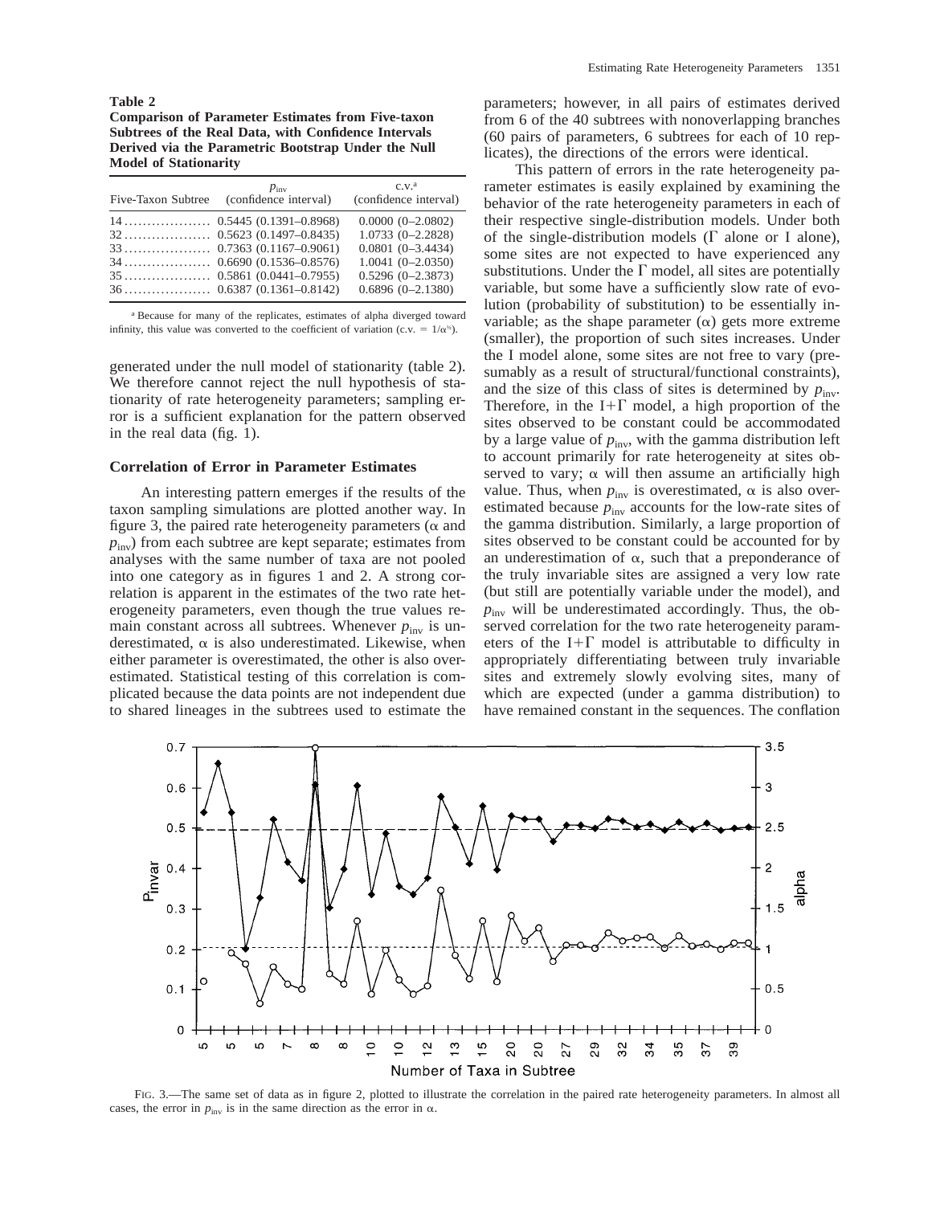**Table 2**
**Comparison of Parameter Estimates from Five-taxon Subtrees of the Real Data, with Confidence Intervals Derived via the Parametric Bootstrap Under the Null Model of Stationarity**

| Five-Taxon Subtree | $p_{inv}$ (confidence interval) | c.v.[a] (confidence interval) |
|---|---|---|
| 14 | 0.5445 (0.1391–0.8968) | 0.0000 (0–2.0802) |
| 32 | 0.5623 (0.1497–0.8435) | 1.0733 (0–2.2828) |
| 33 | 0.7363 (0.1167–0.9061) | 0.0801 (0–3.4434) |
| 34 | 0.6690 (0.1536–0.8576) | 1.0041 (0–2.0350) |
| 35 | 0.5861 (0.0441–0.7955) | 0.5296 (0–2.3873) |
| 36 | 0.6387 (0.1361–0.8142) | 0.6896 (0–2.1380) |

[a] Because for many of the replicates, estimates of alpha diverged toward infinity, this value was converted to the coefficient of variation (c.v. = $1/\alpha^{½}$).

generated under the null model of stationarity (table 2). We therefore cannot reject the null hypothesis of stationarity of rate heterogeneity parameters; sampling error is a sufficient explanation for the pattern observed in the real data (fig. 1).

### Correlation of Error in Parameter Estimates

An interesting pattern emerges if the results of the taxon sampling simulations are plotted another way. In figure 3, the paired rate heterogeneity parameters ($\alpha$ and $p_{inv}$) from each subtree are kept separate; estimates from analyses with the same number of taxa are not pooled into one category as in figures 1 and 2. A strong correlation is apparent in the estimates of the two rate heterogeneity parameters, even though the true values remain constant across all subtrees. Whenever $p_{inv}$ is underestimated, $\alpha$ is also underestimated. Likewise, when either parameter is overestimated, the other is also overestimated. Statistical testing of this correlation is complicated because the data points are not independent due to shared lineages in the subtrees used to estimate the parameters; however, in all pairs of estimates derived from 6 of the 40 subtrees with nonoverlapping branches (60 pairs of parameters, 6 subtrees for each of 10 replicates), the directions of the errors were identical.

This pattern of errors in the rate heterogeneity parameter estimates is easily explained by examining the behavior of the rate heterogeneity parameters in each of their respective single-distribution models. Under both of the single-distribution models ($\Gamma$ alone or I alone), some sites are not expected to have experienced any substitutions. Under the $\Gamma$ model, all sites are potentially variable, but some have a sufficiently slow rate of evolution (probability of substitution) to be essentially invariable; as the shape parameter ($\alpha$) gets more extreme (smaller), the proportion of such sites increases. Under the I model alone, some sites are not free to vary (presumably as a result of structural/functional constraints), and the size of this class of sites is determined by $p_{inv}$. Therefore, in the I+$\Gamma$ model, a high proportion of the sites observed to be constant could be accommodated by a large value of $p_{inv}$, with the gamma distribution left to account primarily for rate heterogeneity at sites observed to vary; $\alpha$ will then assume an artificially high value. Thus, when $p_{inv}$ is overestimated, $\alpha$ is also overestimated because $p_{inv}$ accounts for the low-rate sites of the gamma distribution. Similarly, a large proportion of sites observed to be constant could be accounted for by an underestimation of $\alpha$, such that a preponderance of the truly invariable sites are assigned a very low rate (but still are potentially variable under the model), and $p_{inv}$ will be underestimated accordingly. Thus, the observed correlation for the two rate heterogeneity parameters of the I+$\Gamma$ model is attributable to difficulty in appropriately differentiating between truly invariable sites and extremely slowly evolving sites, many of which are expected (under a gamma distribution) to have remained constant in the sequences. The conflation

FIG. 3.—The same set of data as in figure 2, plotted to illustrate the correlation in the paired rate heterogeneity parameters. In almost all cases, the error in $p_{inv}$ is in the same direction as the error in $\alpha$.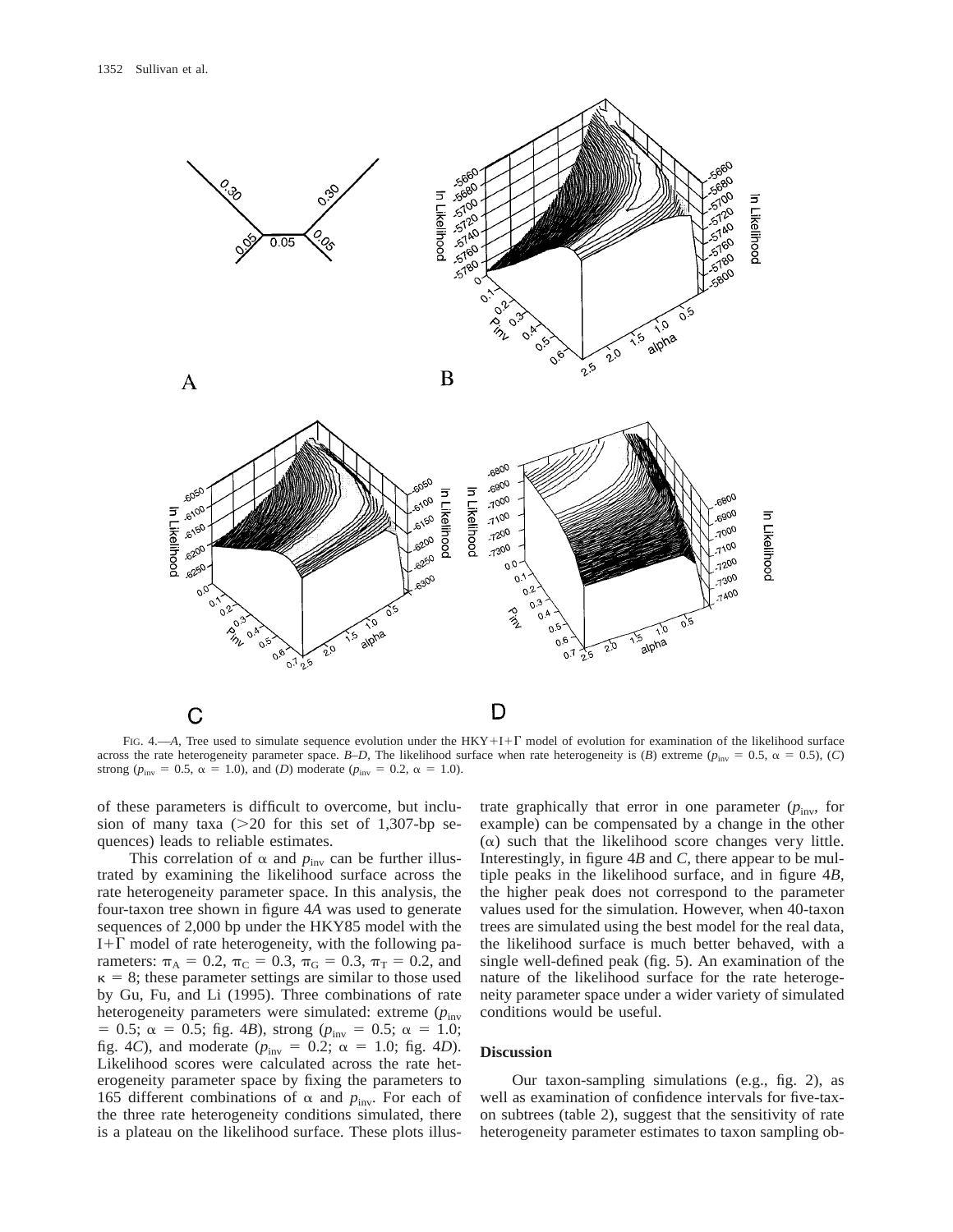FIG. 4.—*A*, Tree used to simulate sequence evolution under the HKY+I+Γ model of evolution for examination of the likelihood surface across the rate heterogeneity parameter space. *B–D*, The likelihood surface when rate heterogeneity is (*B*) extreme ($p_{inv}$ = 0.5, α = 0.5), (*C*) strong ($p_{inv}$ = 0.5, α = 1.0), and (*D*) moderate ($p_{inv}$ = 0.2, α = 1.0).

of these parameters is difficult to overcome, but inclusion of many taxa (>20 for this set of 1,307-bp sequences) leads to reliable estimates.

This correlation of α and $p_{inv}$ can be further illustrated by examining the likelihood surface across the rate heterogeneity parameter space. In this analysis, the four-taxon tree shown in figure 4*A* was used to generate sequences of 2,000 bp under the HKY85 model with the I+Γ model of rate heterogeneity, with the following parameters: $\pi_A$ = 0.2, $\pi_C$ = 0.3, $\pi_G$ = 0.3, $\pi_T$ = 0.2, and κ = 8; these parameter settings are similar to those used by Gu, Fu, and Li (1995). Three combinations of rate heterogeneity parameters were simulated: extreme ($p_{inv}$ = 0.5; α = 0.5; fig. 4*B*), strong ($p_{inv}$ = 0.5; α = 1.0; fig. 4*C*), and moderate ($p_{inv}$ = 0.2; α = 1.0; fig. 4*D*). Likelihood scores were calculated across the rate heterogeneity parameter space by fixing the parameters to 165 different combinations of α and $p_{inv}$. For each of the three rate heterogeneity conditions simulated, there is a plateau on the likelihood surface. These plots illustrate graphically that error in one parameter ($p_{inv}$, for example) can be compensated by a change in the other (α) such that the likelihood score changes very little. Interestingly, in figure 4*B* and *C*, there appear to be multiple peaks in the likelihood surface, and in figure 4*B*, the higher peak does not correspond to the parameter values used for the simulation. However, when 40-taxon trees are simulated using the best model for the real data, the likelihood surface is much better behaved, with a single well-defined peak (fig. 5). An examination of the nature of the likelihood surface for the rate heterogeneity parameter space under a wider variety of simulated conditions would be useful.

## Discussion

Our taxon-sampling simulations (e.g., fig. 2), as well as examination of confidence intervals for five-taxon subtrees (table 2), suggest that the sensitivity of rate heterogeneity parameter estimates to taxon sampling ob-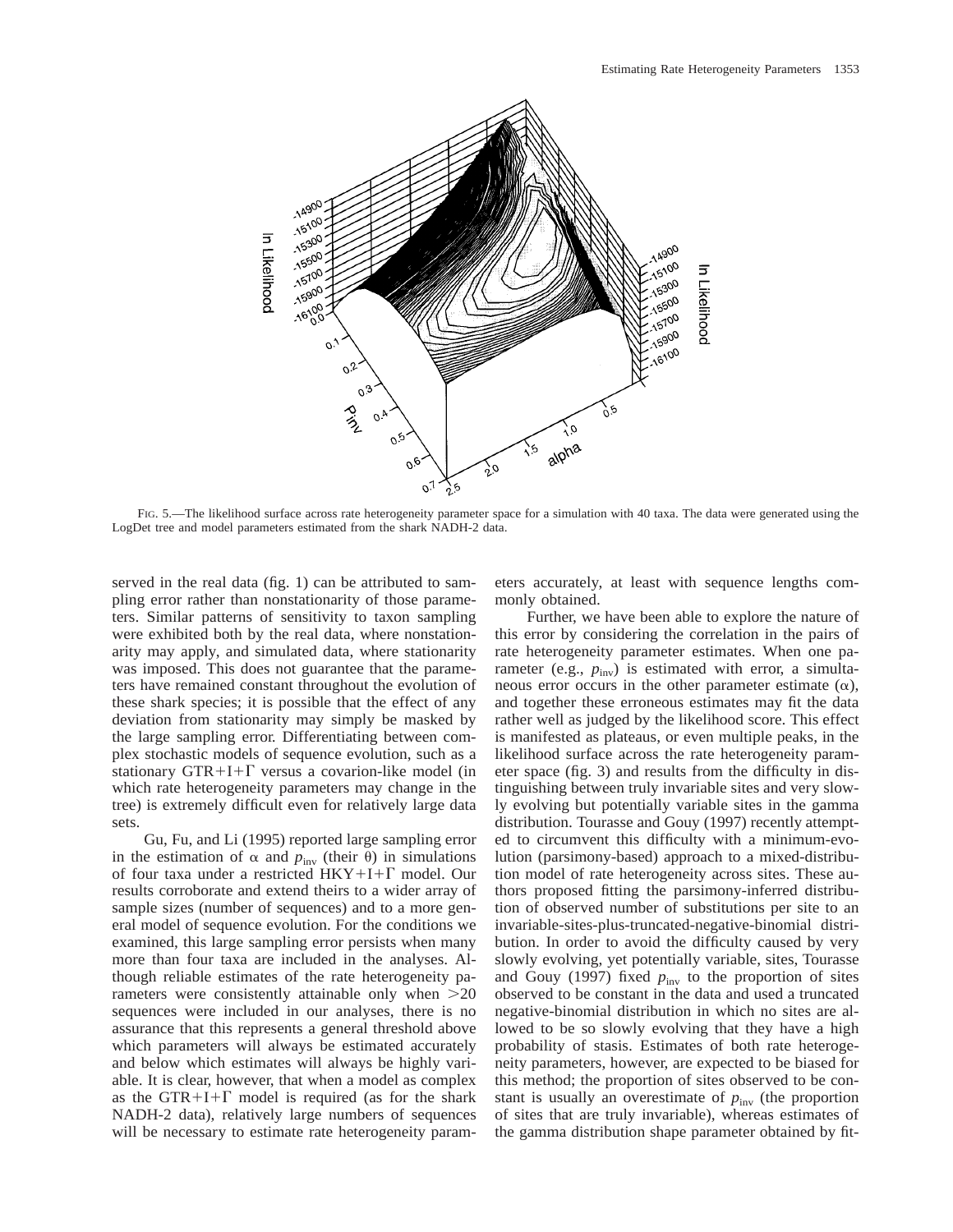FIG. 5.—The likelihood surface across rate heterogeneity parameter space for a simulation with 40 taxa. The data were generated using the LogDet tree and model parameters estimated from the shark NADH-2 data.

served in the real data (fig. 1) can be attributed to sampling error rather than nonstationarity of those parameters. Similar patterns of sensitivity to taxon sampling were exhibited both by the real data, where nonstationarity may apply, and simulated data, where stationarity was imposed. This does not guarantee that the parameters have remained constant throughout the evolution of these shark species; it is possible that the effect of any deviation from stationarity may simply be masked by the large sampling error. Differentiating between complex stochastic models of sequence evolution, such as a stationary GTR+I+Γ versus a covarion-like model (in which rate heterogeneity parameters may change in the tree) is extremely difficult even for relatively large data sets.

Gu, Fu, and Li (1995) reported large sampling error in the estimation of $\alpha$ and $p_{inv}$ (their $\theta$) in simulations of four taxa under a restricted HKY+I+Γ model. Our results corroborate and extend theirs to a wider array of sample sizes (number of sequences) and to a more general model of sequence evolution. For the conditions we examined, this large sampling error persists when many more than four taxa are included in the analyses. Although reliable estimates of the rate heterogeneity parameters were consistently attainable only when $>20$ sequences were included in our analyses, there is no assurance that this represents a general threshold above which parameters will always be estimated accurately and below which estimates will always be highly variable. It is clear, however, that when a model as complex as the GTR+I+Γ model is required (as for the shark NADH-2 data), relatively large numbers of sequences will be necessary to estimate rate heterogeneity parameters accurately, at least with sequence lengths commonly obtained.

Further, we have been able to explore the nature of this error by considering the correlation in the pairs of rate heterogeneity parameter estimates. When one parameter (e.g., $p_{inv}$) is estimated with error, a simultaneous error occurs in the other parameter estimate ($\alpha$), and together these erroneous estimates may fit the data rather well as judged by the likelihood score. This effect is manifested as plateaus, or even multiple peaks, in the likelihood surface across the rate heterogeneity parameter space (fig. 3) and results from the difficulty in distinguishing between truly invariable sites and very slowly evolving but potentially variable sites in the gamma distribution. Tourasse and Gouy (1997) recently attempted to circumvent this difficulty with a minimum-evolution (parsimony-based) approach to a mixed-distribution model of rate heterogeneity across sites. These authors proposed fitting the parsimony-inferred distribution of observed number of substitutions per site to an invariable-sites-plus-truncated-negative-binomial distribution. In order to avoid the difficulty caused by very slowly evolving, yet potentially variable, sites, Tourasse and Gouy (1997) fixed $p_{inv}$ to the proportion of sites observed to be constant in the data and used a truncated negative-binomial distribution in which no sites are allowed to be so slowly evolving that they have a high probability of stasis. Estimates of both rate heterogeneity parameters, however, are expected to be biased for this method; the proportion of sites observed to be constant is usually an overestimate of $p_{inv}$ (the proportion of sites that are truly invariable), whereas estimates of the gamma distribution shape parameter obtained by fit-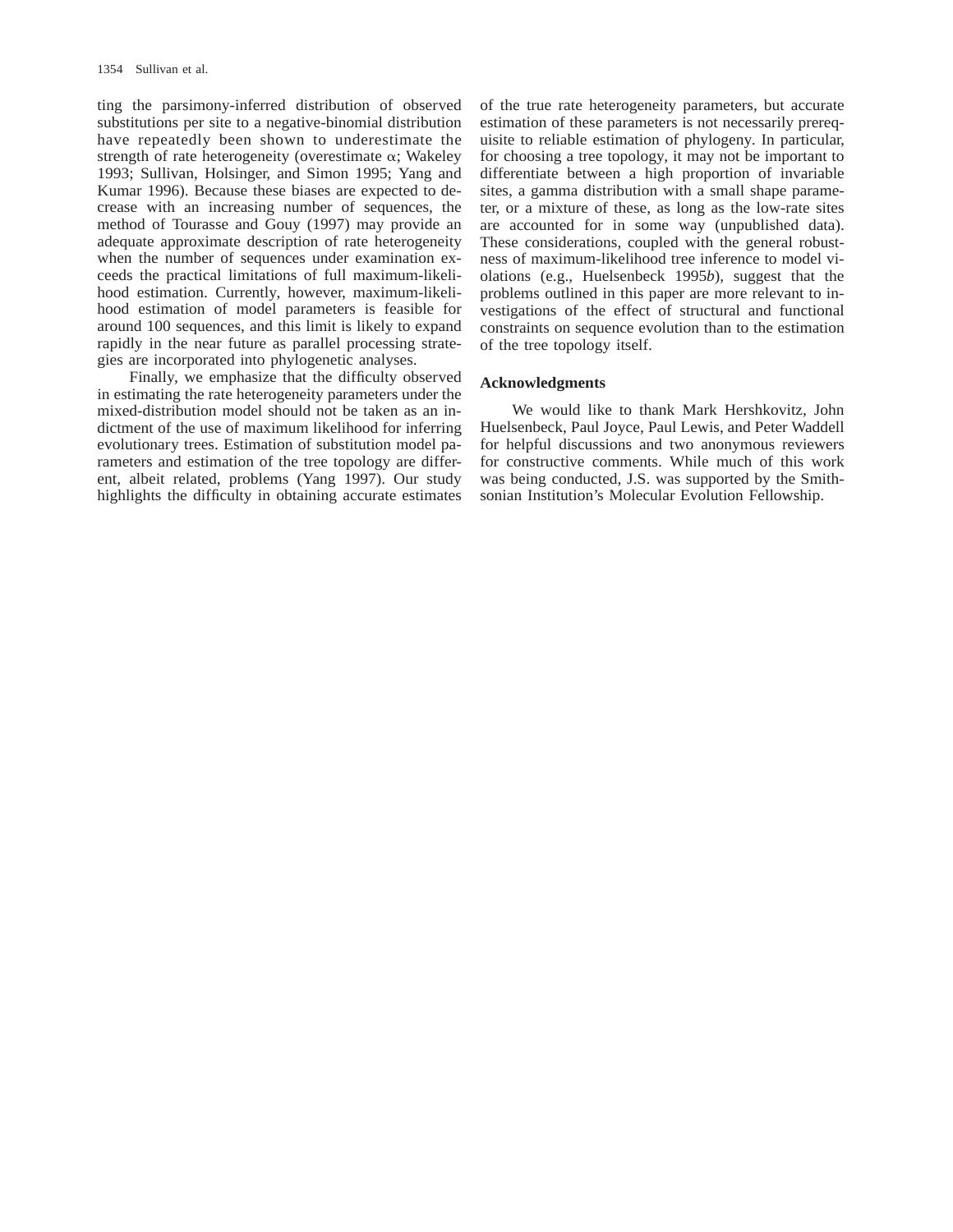ting the parsimony-inferred distribution of observed substitutions per site to a negative-binomial distribution have repeatedly been shown to underestimate the strength of rate heterogeneity (overestimate $\alpha$; Wakeley 1993; Sullivan, Holsinger, and Simon 1995; Yang and Kumar 1996). Because these biases are expected to decrease with an increasing number of sequences, the method of Tourasse and Gouy (1997) may provide an adequate approximate description of rate heterogeneity when the number of sequences under examination exceeds the practical limitations of full maximum-likelihood estimation. Currently, however, maximum-likelihood estimation of model parameters is feasible for around 100 sequences, and this limit is likely to expand rapidly in the near future as parallel processing strategies are incorporated into phylogenetic analyses.

Finally, we emphasize that the difficulty observed in estimating the rate heterogeneity parameters under the mixed-distribution model should not be taken as an indictment of the use of maximum likelihood for inferring evolutionary trees. Estimation of substitution model parameters and estimation of the tree topology are different, albeit related, problems (Yang 1997). Our study highlights the difficulty in obtaining accurate estimates of the true rate heterogeneity parameters, but accurate estimation of these parameters is not necessarily prerequisite to reliable estimation of phylogeny. In particular, for choosing a tree topology, it may not be important to differentiate between a high proportion of invariable sites, a gamma distribution with a small shape parameter, or a mixture of these, as long as the low-rate sites are accounted for in some way (unpublished data). These considerations, coupled with the general robustness of maximum-likelihood tree inference to model violations (e.g., Huelsenbeck 1995*b*), suggest that the problems outlined in this paper are more relevant to investigations of the effect of structural and functional constraints on sequence evolution than to the estimation of the tree topology itself.

## Acknowledgments

We would like to thank Mark Hershkovitz, John Huelsenbeck, Paul Joyce, Paul Lewis, and Peter Waddell for helpful discussions and two anonymous reviewers for constructive comments. While much of this work was being conducted, J.S. was supported by the Smithsonian Institution's Molecular Evolution Fellowship.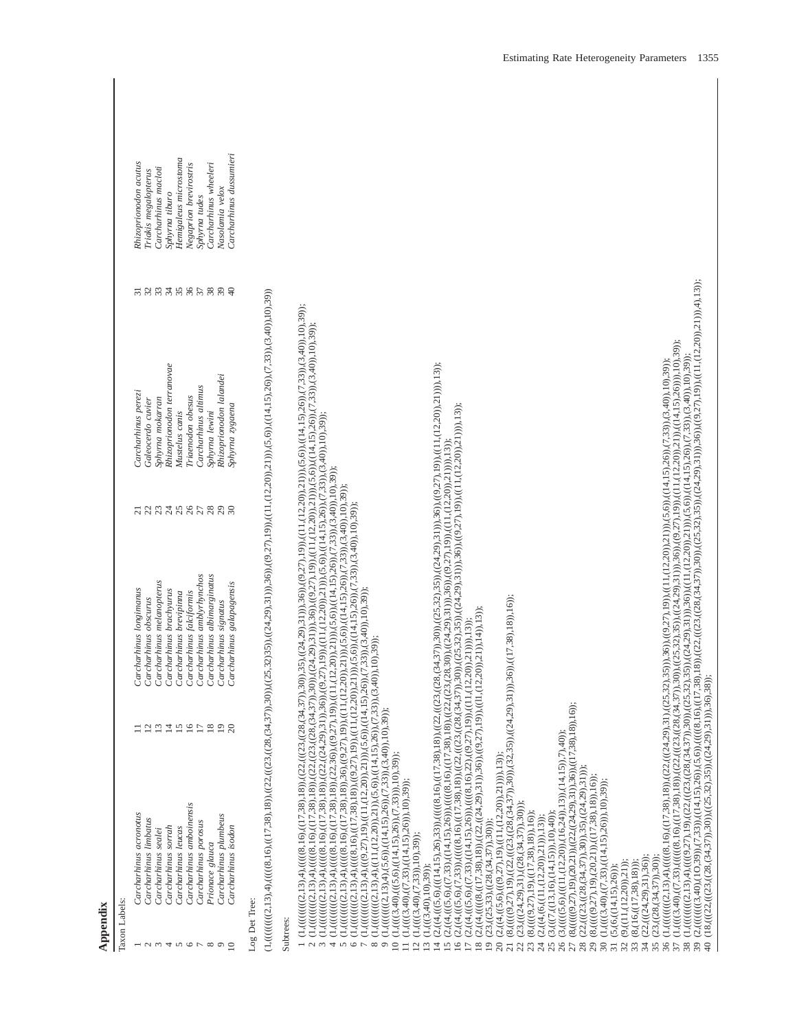## Appendix

Taxon Labels:

| | | | | | | | |
|---|---|---|---|---|---|---|---|
| 1 | *Carcharhinus acronotus* | 11 | *Carcharhinus longimanus* | 21 | *Carcharhinus perezi* | 31 | *Rhizoprionodon acutus* |
| 2 | *Carcharhinus limbatus* | 12 | *Carcharhinus obscurus* | 22 | *Galeocerdo cuvier* | 32 | *Triakis megalopterus* |
| 3 | *Carcharhinus sealei* | 13 | *Carcharhinus melanopterus* | 23 | *Sphyrna mokarran* | 33 | *Carcharhinus macloti* |
| 4 | *Carcharhinus sorrah* | 14 | *Carcharhinus brachyurus* | 24 | *Rhizoprionodon terranovae* | 34 | *Sphyrna tiburo* |
| 5 | *Carcharhinus leucas* | 15 | *Carcharhinus brevipinna* | 25 | *Mustelus canis* | 35 | *Hemigaleus microstoma* |
| 6 | *Carcharhinus amboinensis* | 16 | *Carcharhinus falciformis* | 26 | *Triaenodon obesus* | 36 | *Negaprion brevirostris* |
| 7 | *Carcharhinus porosus* | 17 | *Carcharhinus amblyrhynchos* | 27 | *Carcharhinus altimus* | 37 | *Sphyrna tudes* |
| 8 | *Prionace glauca* | 18 | *Carcharhinus albimarginatus* | 28 | *Sphyrna lewini* | 38 | *Carcharhinus wheeleri* |
| 9 | *Carcharhinus plumbeus* | 19 | *Carcharhinus signatus* | 29 | *Rhizoprionodon lalandei* | 39 | *Nasolamia velox* |
| 10 | *Carcharhinus isodon* | 20 | *Carcharhinus galapagensis* | 30 | *Sphyrna zygaena* | 40 | *Carcharhinus dussumieri* |

Log Det Tree:

(1,((((((((2,13),4),((((((8,16),(17,38),18)),((22,(((23,((28,(34,37)),30)),((25,32)35)),((24,29),31))),36)),((9,27),19)),((11,(12,20)),21))),(5,6)),((14,15),26)),(7,33)),(3,40)),10),39))

Subtrees:

1 (1,(((((((((2,13),4),((((((8,16),(17,38),18)),((22,(((23,((28,(34,37)),30)),35),((24,29),31))),36)),((9,27),19)),((11,(12,20)),21))),(5,6)),((14,15),26)),(7,33)),(3,40)),10),39));
2 (1,(((((((((2,13),4),((((((8,16),(17,38),18)),((22,((23,(28,(34,37)),30)),((24,29),31))),36)),((9,27),19)),((11,(12,20)),21))),(5,6)),((14,15),26)),(7,33)),(3,40)),10),39));
3 (1,((((((((2,13),4),(((((8,16),(17,38),18)),((22,((24,29),31)),36)),((9,27),19)),((11,(12,20)),21))),(5,6)),((14,15),26)),(7,33)),(3,40)),10),39));
4 (1,((((((((2,13),4),((((8,16),(17,38),18)),(22,36)),((9,27),19)),((11,(12,20)),21))),(5,6)),((14,15),26)),(7,33)),(3,40)),10),39));
5 (1,(((((((2,13),4),((((8,16),(17,38),18)),36),((9,27),19)),((11,(12,20)),21))),(5,6)),((14,15),26)),(7,33)),(3,40)),10),39));
6 (1,(((((((2,13),4),((((8,16),(17,38),18)),((9,27),19)),((11,(12,20)),21))),(5,6)),((14,15),26)),(7,33)),(3,40)),10),39));
7 (1,(((((((2,13),4),((9,27),19)),((11,(12,20)),21))),(5,6)),((14,15),26)),(7,33)),(3,40)),10),39));
8 (1,((((((2,13),4),((11,(12,20)),21)),(5,6)),((14,15),26)),(7,33)),(3,40)),10),39));
9 (1,((((((2,13),4),(5,6)),((14,15),26)),(7,33)),(3,40)),10),39));
10 (1,(((3,40),(((5,6),((14,15),26)),(7,33))),10),39));
11 (1,(((3,40),((7,33),((14,15),26))),10),39));
12 (1,(((3,40),(7,33)),10),39));
13 (1,((3,40),10),39));
14 (2,(4,(((5,6),(((14,15),26),33)),((((8,16),((17,38),18)),((22,(((23,((28,(34,37)),30)),((25,32),35)),((24,29),31))),36)),((9,27),19)),((11,(12,20)),21))))),13));
15 (2,(4,(((5,6),((7,33),((14,15),26))),((((8,16),((17,38),18)),((22,((23,(28,30)),((24,29),31))),36)),((9,27),19)),((11,(12,20)),21))))),13));
16 (2,(4,(((5,6),(7,33)),((((8,16),((17,38),18)),((22,((23,((28,(34,37)),30)),((25,32),35)),((24,29),31))),36)),((9,27),19)),((11,(12,20)),21))))),13));
17 (2,(4,(((5,6),((7,33),((14,15),26))),((((8,16),22),((9,27),19)),((11,(12,20)),21)))),13));
18 (2,(4,((((8,((17,38),18)),((22,((24,29),31)),36)),((9,27),19)),((11,(12,20)),21)),14)),13));
19 (23,((25,33),((28,(34,37)),30)));
20 (2,(4,((5,6),((9,27),19),((11,(12,20)),21)))),13));
21 (8,((((9,27),19),((22,(((23,((28,(34,37)),30)),(32,35)),((24,29),31))),36)),((17,38),18)),16));
22 (23,(((24,29),31),((28,(34,37)),30)));
23 (8,(((9,27),19),((17,38),18)),16));
24 (2,(4,(6,((11,(12,20)),21))),13));
25 (3,((7,(13,16),(14,15))),10),40));
26 (3,(((((5,6),(((11,(12,20)),(16,24)),13)),(14,15)),7),40));
27 (8,((((9,27),19),(20,21)),((22,((24,29),31)),36)),((17,38),18)),16));
28 (22,(((23,((28,(34,37)),30)),35),((24,29),31)));
29 (8,(((9,27),19,(20,21)),((17,38),18)),16));
30 (1,(((3,40),((7,33),((14,15),26))),10),39));
31 (5,(6,((14,15),26)));
32 (9,((11,(12,20)),21));
33 (8,(16,((17,38),18)));
34 (22,(((24,29),31),36));
35 (23,((28,(34,37)),30));
36 (1,(((((((2,13),4),((((8,16),(17,38),18)),((22,(((24,29),31),((25,32),35))),36)),((9,27),19)),((11,(12,20)),21))),(5,6)),((14,15),26)),(7,33)),(3,40)),10),39));
37 (1,(((3,40),((7,33),((((8,16),((17,38),18)),((22,(((23,((28,(34,37)),30)),((25,32),35)),((24,29),31))),36)),((9,27),19)),((11,(12,20)),21))),((14,15),26)))),10),39));
38 (1,((((((2,13),4),((((9,27),19),(22,(((23,((28,(34,37)),30)),((25,32),35)),((24,29),31))),36)),((11,(12,20)),21))),(5,6)),((14,15),26)),(7,33)),(3,40)),10),39));
39 (2,((((((3,40),(1O,39)),(7,33)),((14,15),26)),(5,6)),((((8,16),((17,38),18)),((22,((23,((28,(34,37)),30)),((25,32),35)),((24,29),31))),36)),((9,27),19)),((11,(12,20)),21))),4),13));
40 (18,(((22,(((23,((28,(34,37)),30)),((25,32),35)),((24,29),31))),36),38));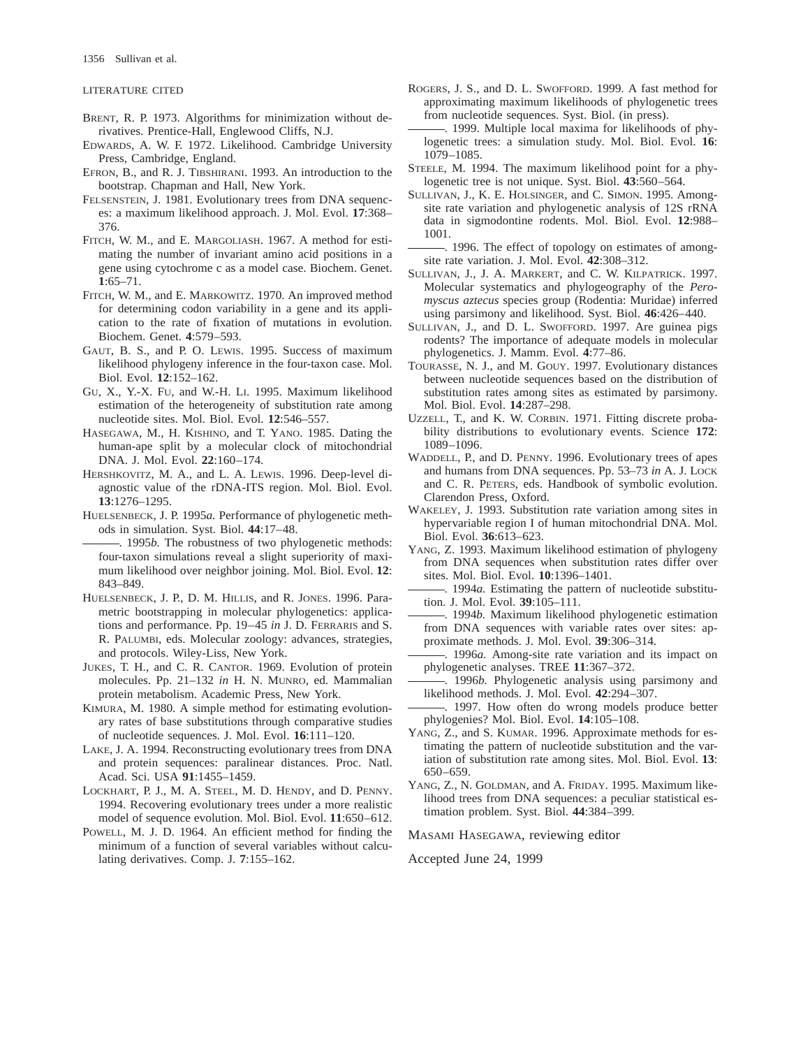## LITERATURE CITED

BRENT, R. P. 1973. Algorithms for minimization without derivatives. Prentice-Hall, Englewood Cliffs, N.J.

EDWARDS, A. W. F. 1972. Likelihood. Cambridge University Press, Cambridge, England.

EFRON, B., and R. J. TIBSHIRANI. 1993. An introduction to the bootstrap. Chapman and Hall, New York.

FELSENSTEIN, J. 1981. Evolutionary trees from DNA sequences: a maximum likelihood approach. J. Mol. Evol. **17**:368–376.

FITCH, W. M., and E. MARGOLIASH. 1967. A method for estimating the number of invariant amino acid positions in a gene using cytochrome c as a model case. Biochem. Genet. **1**:65–71.

FITCH, W. M., and E. MARKOWITZ. 1970. An improved method for determining codon variability in a gene and its application to the rate of fixation of mutations in evolution. Biochem. Genet. **4**:579–593.

GAUT, B. S., and P. O. LEWIS. 1995. Success of maximum likelihood phylogeny inference in the four-taxon case. Mol. Biol. Evol. **12**:152–162.

GU, X., Y.-X. FU, and W.-H. LI. 1995. Maximum likelihood estimation of the heterogeneity of substitution rate among nucleotide sites. Mol. Biol. Evol. **12**:546–557.

HASEGAWA, M., H. KISHINO, and T. YANO. 1985. Dating the human-ape split by a molecular clock of mitochondrial DNA. J. Mol. Evol. **22**:160–174.

HERSHKOVITZ, M. A., and L. A. LEWIS. 1996. Deep-level diagnostic value of the rDNA-ITS region. Mol. Biol. Evol. **13**:1276–1295.

HUELSENBECK, J. P. 1995*a*. Performance of phylogenetic methods in simulation. Syst. Biol. **44**:17–48.

———. 1995*b*. The robustness of two phylogenetic methods: four-taxon simulations reveal a slight superiority of maximum likelihood over neighbor joining. Mol. Biol. Evol. **12**: 843–849.

HUELSENBECK, J. P., D. M. HILLIS, and R. JONES. 1996. Parametric bootstrapping in molecular phylogenetics: applications and performance. Pp. 19–45 *in* J. D. FERRARIS and S. R. PALUMBI, eds. Molecular zoology: advances, strategies, and protocols. Wiley-Liss, New York.

JUKES, T. H., and C. R. CANTOR. 1969. Evolution of protein molecules. Pp. 21–132 *in* H. N. MUNRO, ed. Mammalian protein metabolism. Academic Press, New York.

KIMURA, M. 1980. A simple method for estimating evolutionary rates of base substitutions through comparative studies of nucleotide sequences. J. Mol. Evol. **16**:111–120.

LAKE, J. A. 1994. Reconstructing evolutionary trees from DNA and protein sequences: paralinear distances. Proc. Natl. Acad. Sci. USA **91**:1455–1459.

LOCKHART, P. J., M. A. STEEL, M. D. HENDY, and D. PENNY. 1994. Recovering evolutionary trees under a more realistic model of sequence evolution. Mol. Biol. Evol. **11**:650–612.

POWELL, M. J. D. 1964. An efficient method for finding the minimum of a function of several variables without calculating derivatives. Comp. J. **7**:155–162.

ROGERS, J. S., and D. L. SWOFFORD. 1999. A fast method for approximating maximum likelihoods of phylogenetic trees from nucleotide sequences. Syst. Biol. (in press).

———. 1999. Multiple local maxima for likelihoods of phylogenetic trees: a simulation study. Mol. Biol. Evol. **16**: 1079–1085.

STEELE, M. 1994. The maximum likelihood point for a phylogenetic tree is not unique. Syst. Biol. **43**:560–564.

SULLIVAN, J., K. E. HOLSINGER, and C. SIMON. 1995. Among-site rate variation and phylogenetic analysis of 12S rRNA data in sigmodontine rodents. Mol. Biol. Evol. **12**:988–1001.

———. 1996. The effect of topology on estimates of among-site rate variation. J. Mol. Evol. **42**:308–312.

SULLIVAN, J., J. A. MARKERT, and C. W. KILPATRICK. 1997. Molecular systematics and phylogeography of the *Peromyscus aztecus* species group (Rodentia: Muridae) inferred using parsimony and likelihood. Syst. Biol. **46**:426–440.

SULLIVAN, J., and D. L. SWOFFORD. 1997. Are guinea pigs rodents? The importance of adequate models in molecular phylogenetics. J. Mamm. Evol. **4**:77–86.

TOURASSE, N. J., and M. GOUY. 1997. Evolutionary distances between nucleotide sequences based on the distribution of substitution rates among sites as estimated by parsimony. Mol. Biol. Evol. **14**:287–298.

UZZELL, T., and K. W. CORBIN. 1971. Fitting discrete probability distributions to evolutionary events. Science **172**: 1089–1096.

WADDELL, P., and D. PENNY. 1996. Evolutionary trees of apes and humans from DNA sequences. Pp. 53–73 *in* A. J. LOCK and C. R. PETERS, eds. Handbook of symbolic evolution. Clarendon Press, Oxford.

WAKELEY, J. 1993. Substitution rate variation among sites in hypervariable region I of human mitochondrial DNA. Mol. Biol. Evol. **36**:613–623.

YANG, Z. 1993. Maximum likelihood estimation of phylogeny from DNA sequences when substitution rates differ over sites. Mol. Biol. Evol. **10**:1396–1401.

———. 1994*a*. Estimating the pattern of nucleotide substitution. J. Mol. Evol. **39**:105–111.

———. 1994*b*. Maximum likelihood phylogenetic estimation from DNA sequences with variable rates over sites: approximate methods. J. Mol. Evol. **39**:306–314.

———. 1996*a*. Among-site rate variation and its impact on phylogenetic analyses. TREE **11**:367–372.

———. 1996*b*. Phylogenetic analysis using parsimony and likelihood methods. J. Mol. Evol. **42**:294–307.

———. 1997. How often do wrong models produce better phylogenies? Mol. Biol. Evol. **14**:105–108.

YANG, Z., and S. KUMAR. 1996. Approximate methods for estimating the pattern of nucleotide substitution and the variation of substitution rate among sites. Mol. Biol. Evol. **13**: 650–659.

YANG, Z., N. GOLDMAN, and A. FRIDAY. 1995. Maximum likelihood trees from DNA sequences: a peculiar statistical estimation problem. Syst. Biol. **44**:384–399.

MASAMI HASEGAWA, reviewing editor

Accepted June 24, 1999